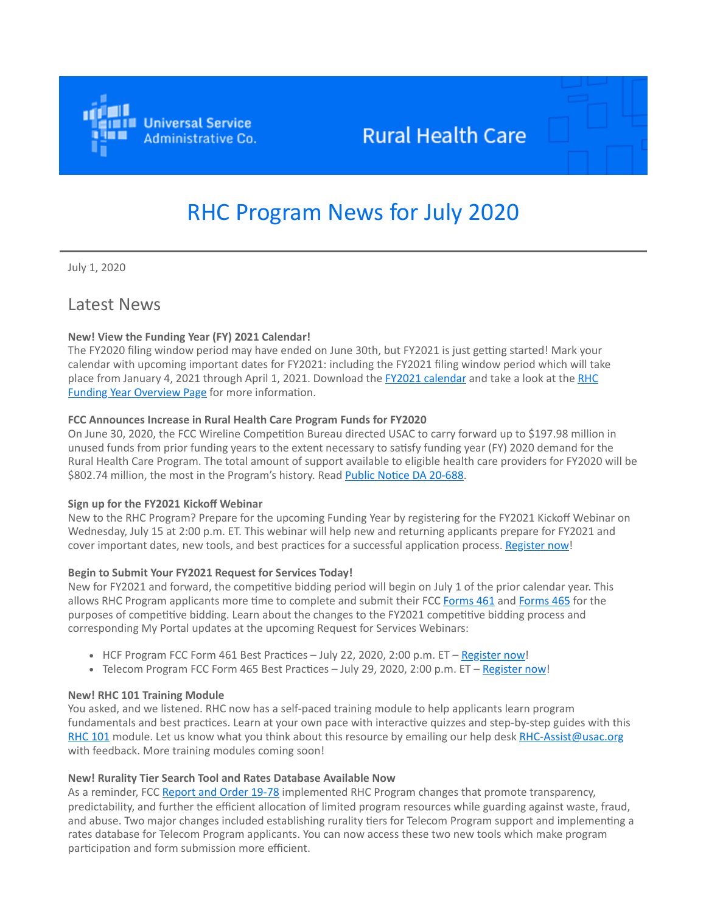Universal Service Administrative Co.

Rural Health Care

# RHC Program News for July 2020

July 1, 2020

## Latest News

**New! View the Funding Year (FY) 2021 Calendar!**
The FY2020 filing window period may have ended on June 30th, but FY2021 is just getting started! Mark your calendar with upcoming important dates for FY2021: including the FY2021 filing window period which will take place from January 4, 2021 through April 1, 2021. Download the FY2021 calendar and take a look at the RHC Funding Year Overview Page for more information.

**FCC Announces Increase in Rural Health Care Program Funds for FY2020**
On June 30, 2020, the FCC Wireline Competition Bureau directed USAC to carry forward up to $197.98 million in unused funds from prior funding years to the extent necessary to satisfy funding year (FY) 2020 demand for the Rural Health Care Program. The total amount of support available to eligible health care providers for FY2020 will be $802.74 million, the most in the Program's history. Read Public Notice DA 20-688.

**Sign up for the FY2021 Kickoff Webinar**
New to the RHC Program? Prepare for the upcoming Funding Year by registering for the FY2021 Kickoff Webinar on Wednesday, July 15 at 2:00 p.m. ET. This webinar will help new and returning applicants prepare for FY2021 and cover important dates, new tools, and best practices for a successful application process. Register now!

**Begin to Submit Your FY2021 Request for Services Today!**
New for FY2021 and forward, the competitive bidding period will begin on July 1 of the prior calendar year. This allows RHC Program applicants more time to complete and submit their FCC Forms 461 and Forms 465 for the purposes of competitive bidding. Learn about the changes to the FY2021 competitive bidding process and corresponding My Portal updates at the upcoming Request for Services Webinars:

- HCF Program FCC Form 461 Best Practices – July 22, 2020, 2:00 p.m. ET – Register now!
- Telecom Program FCC Form 465 Best Practices – July 29, 2020, 2:00 p.m. ET – Register now!

**New! RHC 101 Training Module**
You asked, and we listened. RHC now has a self-paced training module to help applicants learn program fundamentals and best practices. Learn at your own pace with interactive quizzes and step-by-step guides with this RHC 101 module. Let us know what you think about this resource by emailing our help desk RHC-Assist@usac.org with feedback. More training modules coming soon!

**New! Rurality Tier Search Tool and Rates Database Available Now**
As a reminder, FCC Report and Order 19-78 implemented RHC Program changes that promote transparency, predictability, and further the efficient allocation of limited program resources while guarding against waste, fraud, and abuse. Two major changes included establishing rurality tiers for Telecom Program support and implementing a rates database for Telecom Program applicants. You can now access these two new tools which make program participation and form submission more efficient.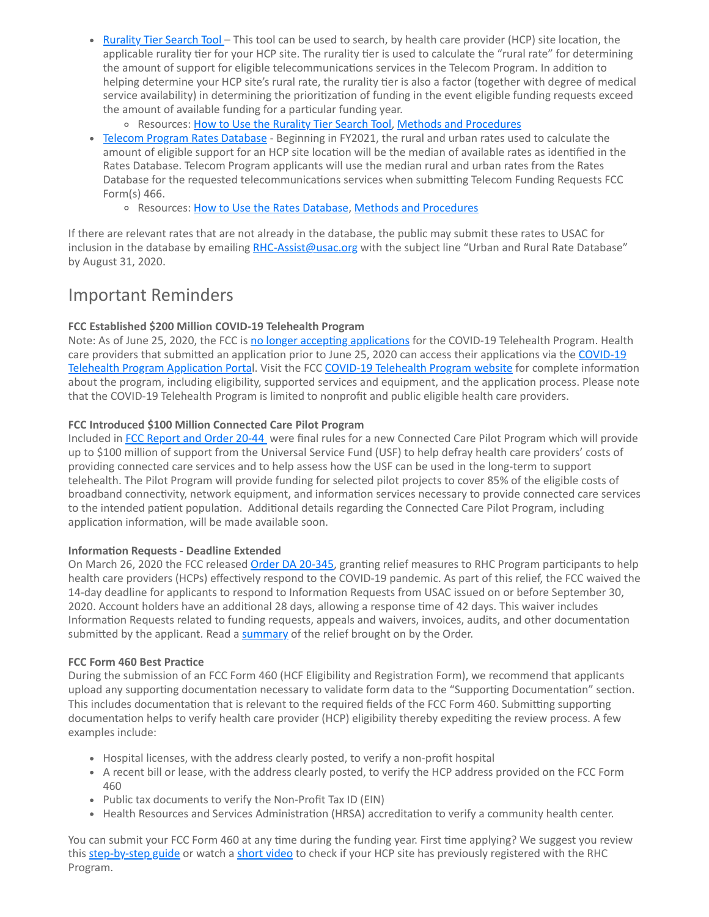- Rurality Tier Search Tool – This tool can be used to search, by health care provider (HCP) site location, the applicable rurality tier for your HCP site. The rurality tier is used to calculate the "rural rate" for determining the amount of support for eligible telecommunications services in the Telecom Program. In addition to helping determine your HCP site's rural rate, the rurality tier is also a factor (together with degree of medical service availability) in determining the prioritization of funding in the event eligible funding requests exceed the amount of available funding for a particular funding year.
  - Resources: How to Use the Rurality Tier Search Tool, Methods and Procedures
- Telecom Program Rates Database - Beginning in FY2021, the rural and urban rates used to calculate the amount of eligible support for an HCP site location will be the median of available rates as identified in the Rates Database. Telecom Program applicants will use the median rural and urban rates from the Rates Database for the requested telecommunications services when submitting Telecom Funding Requests FCC Form(s) 466.
  - Resources: How to Use the Rates Database, Methods and Procedures

If there are relevant rates that are not already in the database, the public may submit these rates to USAC for inclusion in the database by emailing RHC-Assist@usac.org with the subject line "Urban and Rural Rate Database" by August 31, 2020.

## Important Reminders

**FCC Established $200 Million COVID-19 Telehealth Program**
Note: As of June 25, 2020, the FCC is no longer accepting applications for the COVID-19 Telehealth Program. Health care providers that submitted an application prior to June 25, 2020 can access their applications via the COVID-19 Telehealth Program Application Portal. Visit the FCC COVID-19 Telehealth Program website for complete information about the program, including eligibility, supported services and equipment, and the application process. Please note that the COVID-19 Telehealth Program is limited to nonprofit and public eligible health care providers.

**FCC Introduced $100 Million Connected Care Pilot Program**
Included in FCC Report and Order 20-44 were final rules for a new Connected Care Pilot Program which will provide up to $100 million of support from the Universal Service Fund (USF) to help defray health care providers' costs of providing connected care services and to help assess how the USF can be used in the long-term to support telehealth. The Pilot Program will provide funding for selected pilot projects to cover 85% of the eligible costs of broadband connectivity, network equipment, and information services necessary to provide connected care services to the intended patient population. Additional details regarding the Connected Care Pilot Program, including application information, will be made available soon.

**Information Requests - Deadline Extended**
On March 26, 2020 the FCC released Order DA 20-345, granting relief measures to RHC Program participants to help health care providers (HCPs) effectively respond to the COVID-19 pandemic. As part of this relief, the FCC waived the 14-day deadline for applicants to respond to Information Requests from USAC issued on or before September 30, 2020. Account holders have an additional 28 days, allowing a response time of 42 days. This waiver includes Information Requests related to funding requests, appeals and waivers, invoices, audits, and other documentation submitted by the applicant. Read a summary of the relief brought on by the Order.

**FCC Form 460 Best Practice**
During the submission of an FCC Form 460 (HCF Eligibility and Registration Form), we recommend that applicants upload any supporting documentation necessary to validate form data to the "Supporting Documentation" section. This includes documentation that is relevant to the required fields of the FCC Form 460. Submitting supporting documentation helps to verify health care provider (HCP) eligibility thereby expediting the review process. A few examples include:

- Hospital licenses, with the address clearly posted, to verify a non-profit hospital
- A recent bill or lease, with the address clearly posted, to verify the HCP address provided on the FCC Form 460
- Public tax documents to verify the Non-Profit Tax ID (EIN)
- Health Resources and Services Administration (HRSA) accreditation to verify a community health center.

You can submit your FCC Form 460 at any time during the funding year. First time applying? We suggest you review this step-by-step guide or watch a short video to check if your HCP site has previously registered with the RHC Program.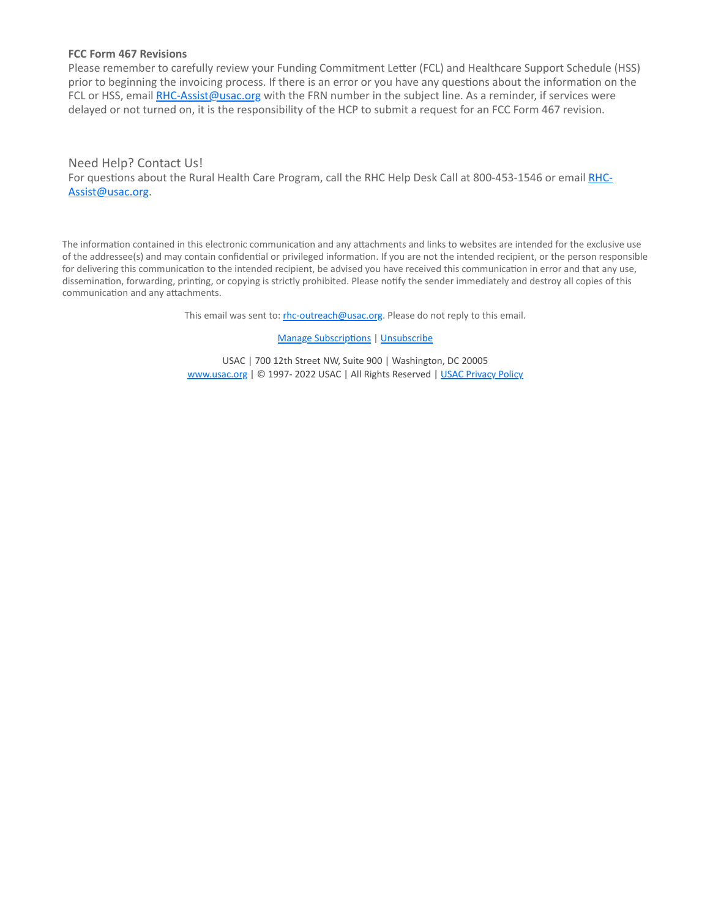**FCC Form 467 Revisions**

Please remember to carefully review your Funding Commitment Letter (FCL) and Healthcare Support Schedule (HSS) prior to beginning the invoicing process. If there is an error or you have any questions about the information on the FCL or HSS, email [RHC-Assist@usac.org](mailto:RHC-Assist@usac.org) with the FRN number in the subject line. As a reminder, if services were delayed or not turned on, it is the responsibility of the HCP to submit a request for an FCC Form 467 revision.

## Need Help? Contact Us!

For questions about the Rural Health Care Program, call the RHC Help Desk Call at 800-453-1546 or email [RHC-Assist@usac.org](mailto:RHC-Assist@usac.org).

The information contained in this electronic communication and any attachments and links to websites are intended for the exclusive use of the addressee(s) and may contain confidential or privileged information. If you are not the intended recipient, or the person responsible for delivering this communication to the intended recipient, be advised you have received this communication in error and that any use, dissemination, forwarding, printing, or copying is strictly prohibited. Please notify the sender immediately and destroy all copies of this communication and any attachments.

This email was sent to: [rhc-outreach@usac.org](mailto:rhc-outreach@usac.org). Please do not reply to this email.

Manage Subscriptions | Unsubscribe

USAC | 700 12th Street NW, Suite 900 | Washington, DC 20005

www.usac.org | © 1997- 2022 USAC | All Rights Reserved | USAC Privacy Policy